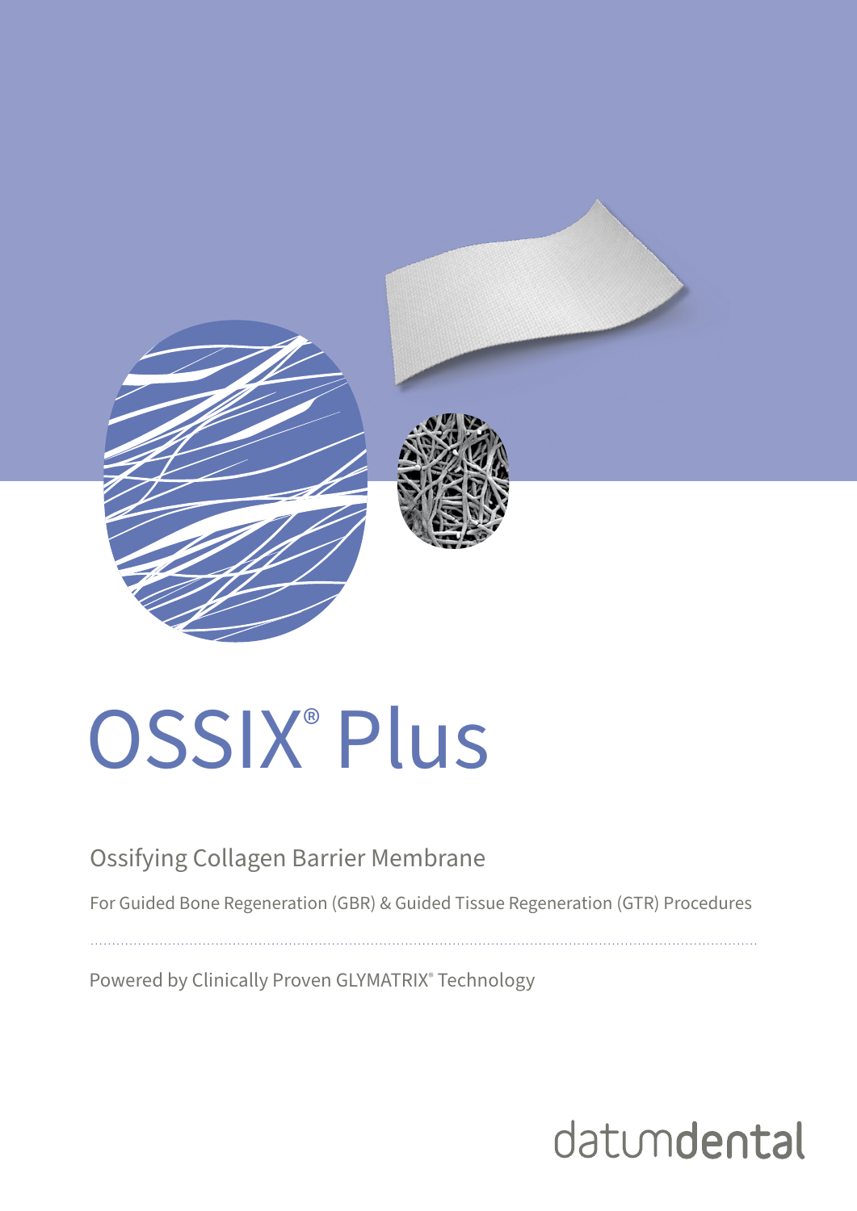# OSSIX® Plus

## Ossifying Collagen Barrier Membrane

For Guided Bone Regeneration (GBR) & Guided Tissue Regeneration (GTR) Procedures

Powered by Clinically Proven GLYMATRIX® Technology

datumdental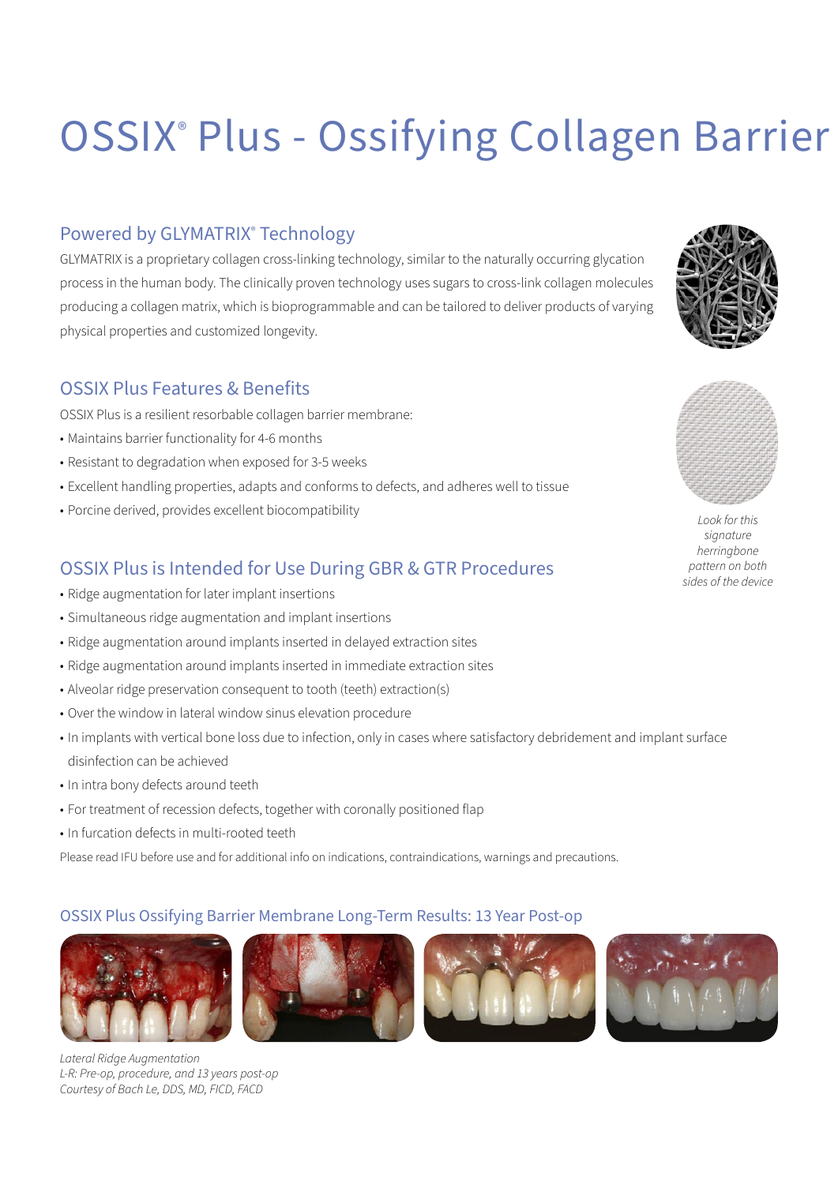# OSSIX® Plus - Ossifying Collagen Barrier

## Powered by GLYMATRIX® Technology

GLYMATRIX is a proprietary collagen cross-linking technology, similar to the naturally occurring glycation process in the human body. The clinically proven technology uses sugars to cross-link collagen molecules producing a collagen matrix, which is bioprogrammable and can be tailored to deliver products of varying physical properties and customized longevity.

## OSSIX Plus Features & Benefits

OSSIX Plus is a resilient resorbable collagen barrier membrane:

- Maintains barrier functionality for 4-6 months
- Resistant to degradation when exposed for 3-5 weeks
- Excellent handling properties, adapts and conforms to defects, and adheres well to tissue
- Porcine derived, provides excellent biocompatibility

*Look for this signature herringbone pattern on both sides of the device*

## OSSIX Plus is Intended for Use During GBR & GTR Procedures

- Ridge augmentation for later implant insertions
- Simultaneous ridge augmentation and implant insertions
- Ridge augmentation around implants inserted in delayed extraction sites
- Ridge augmentation around implants inserted in immediate extraction sites
- Alveolar ridge preservation consequent to tooth (teeth) extraction(s)
- Over the window in lateral window sinus elevation procedure
- In implants with vertical bone loss due to infection, only in cases where satisfactory debridement and implant surface disinfection can be achieved
- In intra bony defects around teeth
- For treatment of recession defects, together with coronally positioned flap
- In furcation defects in multi-rooted teeth

Please read IFU before use and for additional info on indications, contraindications, warnings and precautions.

## OSSIX Plus Ossifying Barrier Membrane Long-Term Results: 13 Year Post-op

*Lateral Ridge Augmentation*
*L-R: Pre-op, procedure, and 13 years post-op*
*Courtesy of Bach Le, DDS, MD, FICD, FACD*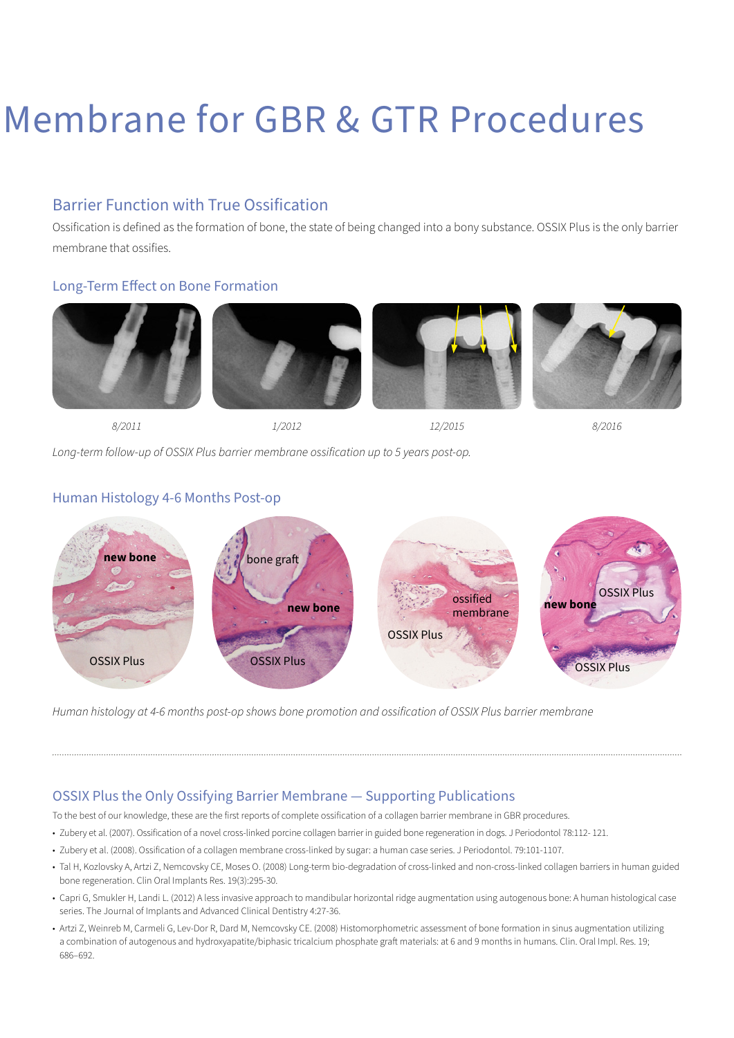# Membrane for GBR & GTR Procedures

## Barrier Function with True Ossification

Ossification is defined as the formation of bone, the state of being changed into a bony substance. OSSIX Plus is the only barrier membrane that ossifies.

### Long-Term Effect on Bone Formation

*8/2011* *1/2012* *12/2015* *8/2016*

*Long-term follow-up of OSSIX Plus barrier membrane ossification up to 5 years post-op.*

### Human Histology 4-6 Months Post-op

*Human histology at 4-6 months post-op shows bone promotion and ossification of OSSIX Plus barrier membrane*

---

### OSSIX Plus the Only Ossifying Barrier Membrane — Supporting Publications

To the best of our knowledge, these are the first reports of complete ossification of a collagen barrier membrane in GBR procedures.

- Zubery et al. (2007). Ossification of a novel cross-linked porcine collagen barrier in guided bone regeneration in dogs. J Periodontol 78:112- 121.
- Zubery et al. (2008). Ossification of a collagen membrane cross-linked by sugar: a human case series. J Periodontol. 79:101-1107.
- Tal H, Kozlovsky A, Artzi Z, Nemcovsky CE, Moses O. (2008) Long-term bio-degradation of cross-linked and non-cross-linked collagen barriers in human guided bone regeneration. Clin Oral Implants Res. 19(3):295-30.
- Capri G, Smukler H, Landi L. (2012) A less invasive approach to mandibular horizontal ridge augmentation using autogenous bone: A human histological case series. The Journal of Implants and Advanced Clinical Dentistry 4:27-36.
- Artzi Z, Weinreb M, Carmeli G, Lev-Dor R, Dard M, Nemcovsky CE. (2008) Histomorphometric assessment of bone formation in sinus augmentation utilizing a combination of autogenous and hydroxyapatite/biphasic tricalcium phosphate graft materials: at 6 and 9 months in humans. Clin. Oral Impl. Res. 19; 686–692.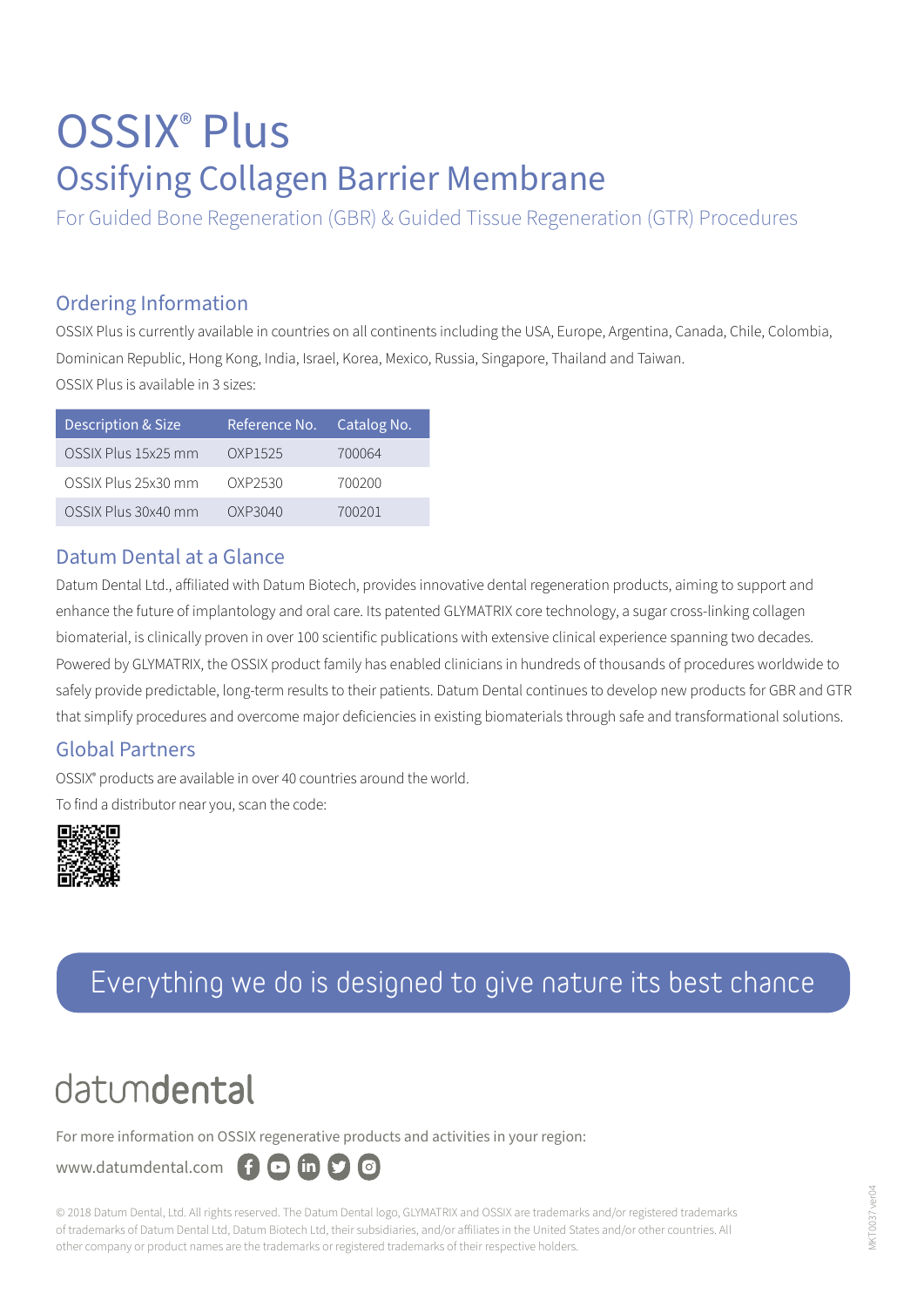# OSSIX® Plus

## Ossifying Collagen Barrier Membrane

For Guided Bone Regeneration (GBR) & Guided Tissue Regeneration (GTR) Procedures

## Ordering Information

OSSIX Plus is currently available in countries on all continents including the USA, Europe, Argentina, Canada, Chile, Colombia, Dominican Republic, Hong Kong, India, Israel, Korea, Mexico, Russia, Singapore, Thailand and Taiwan.

OSSIX Plus is available in 3 sizes:

| Description & Size | Reference No. | Catalog No. |
|---|---|---|
| OSSIX Plus 15x25 mm | OXP1525 | 700064 |
| OSSIX Plus 25x30 mm | OXP2530 | 700200 |
| OSSIX Plus 30x40 mm | OXP3040 | 700201 |

## Datum Dental at a Glance

Datum Dental Ltd., affiliated with Datum Biotech, provides innovative dental regeneration products, aiming to support and enhance the future of implantology and oral care. Its patented GLYMATRIX core technology, a sugar cross-linking collagen biomaterial, is clinically proven in over 100 scientific publications with extensive clinical experience spanning two decades. Powered by GLYMATRIX, the OSSIX product family has enabled clinicians in hundreds of thousands of procedures worldwide to safely provide predictable, long-term results to their patients. Datum Dental continues to develop new products for GBR and GTR that simplify procedures and overcome major deficiencies in existing biomaterials through safe and transformational solutions.

## Global Partners

OSSIX® products are available in over 40 countries around the world.

To find a distributor near you, scan the code:

**Everything we do is designed to give nature its best chance**

datumdental

For more information on OSSIX regenerative products and activities in your region:

www.datumdental.com

© 2018 Datum Dental, Ltd. All rights reserved. The Datum Dental logo, GLYMATRIX and OSSIX are trademarks and/or registered trademarks of trademarks of Datum Dental Ltd, Datum Biotech Ltd, their subsidiaries, and/or affiliates in the United States and/or other countries. All other company or product names are the trademarks or registered trademarks of their respective holders.

MKT0037 ver04